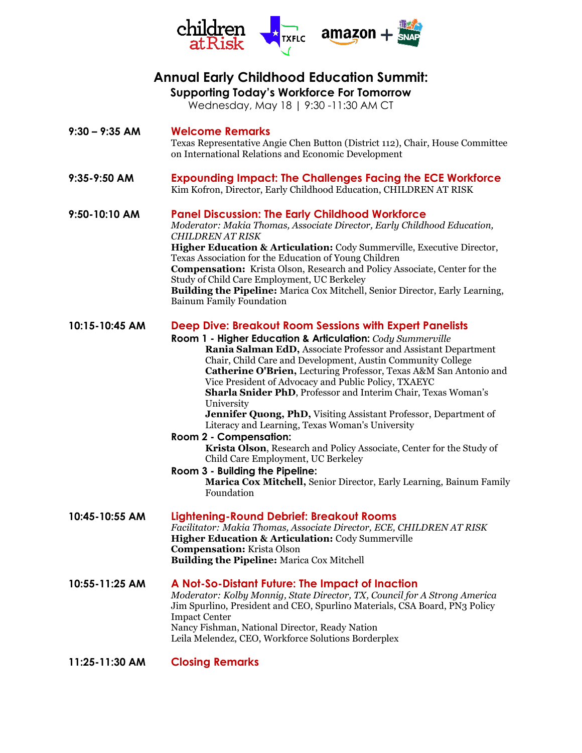# Annual Early Childhood Education Summit:

## Supporting Today's Workforce For Tomorrow

Wednesday, May 18 | 9:30 -11:30 AM CT

**9:30 – 9:35 AM** **Welcome Remarks**

Texas Representative Angie Chen Button (District 112), Chair, House Committee on International Relations and Economic Development

**9:35-9:50 AM** **Expounding Impact: The Challenges Facing the ECE Workforce**

Kim Kofron, Director, Early Childhood Education, CHILDREN AT RISK

**9:50-10:10 AM** **Panel Discussion: The Early Childhood Workforce**

*Moderator: Makia Thomas, Associate Director, Early Childhood Education, CHILDREN AT RISK*

**Higher Education & Articulation:** Cody Summerville, Executive Director, Texas Association for the Education of Young Children

**Compensation:** Krista Olson, Research and Policy Associate, Center for the Study of Child Care Employment, UC Berkeley

**Building the Pipeline:** Marica Cox Mitchell, Senior Director, Early Learning, Bainum Family Foundation

**10:15-10:45 AM** **Deep Dive: Breakout Room Sessions with Expert Panelists**

**Room 1 - Higher Education & Articulation:** *Cody Summerville*

- **Rania Salman EdD,** Associate Professor and Assistant Department Chair, Child Care and Development, Austin Community College
- **Catherine O'Brien,** Lecturing Professor, Texas A&M San Antonio and Vice President of Advocacy and Public Policy, TXAEYC
- **Sharla Snider PhD**, Professor and Interim Chair, Texas Woman's University
- **Jennifer Quong, PhD,** Visiting Assistant Professor, Department of Literacy and Learning, Texas Woman's University

**Room 2 - Compensation:**

- **Krista Olson**, Research and Policy Associate, Center for the Study of Child Care Employment, UC Berkeley

**Room 3 - Building the Pipeline:**

- **Marica Cox Mitchell,** Senior Director, Early Learning, Bainum Family Foundation

**10:45-10:55 AM** **Lightening-Round Debrief: Breakout Rooms**

*Facilitator: Makia Thomas, Associate Director, ECE, CHILDREN AT RISK*

**Higher Education & Articulation:** Cody Summerville

**Compensation:** Krista Olson

**Building the Pipeline:** Marica Cox Mitchell

**10:55-11:25 AM** **A Not-So-Distant Future: The Impact of Inaction**

*Moderator: Kolby Monnig, State Director, TX, Council for A Strong America*

Jim Spurlino, President and CEO, Spurlino Materials, CSA Board, PN3 Policy Impact Center

Nancy Fishman, National Director, Ready Nation

Leila Melendez, CEO, Workforce Solutions Borderplex

**11:25-11:30 AM** **Closing Remarks**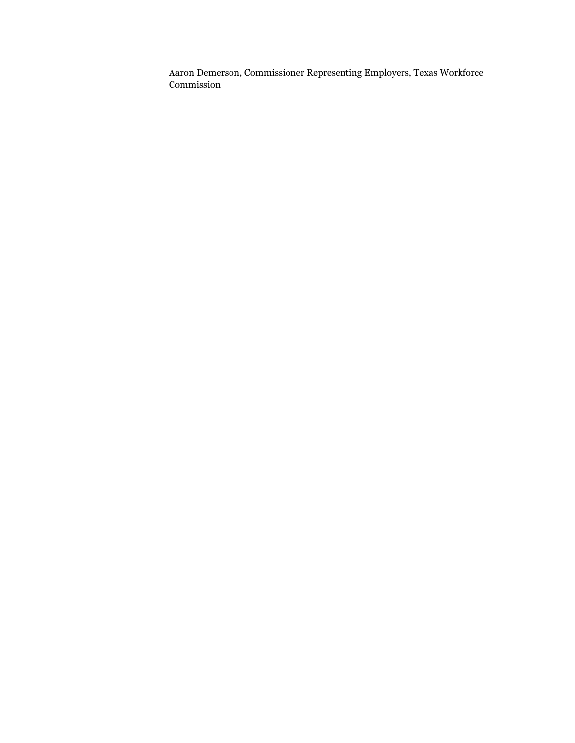Aaron Demerson, Commissioner Representing Employers, Texas Workforce Commission